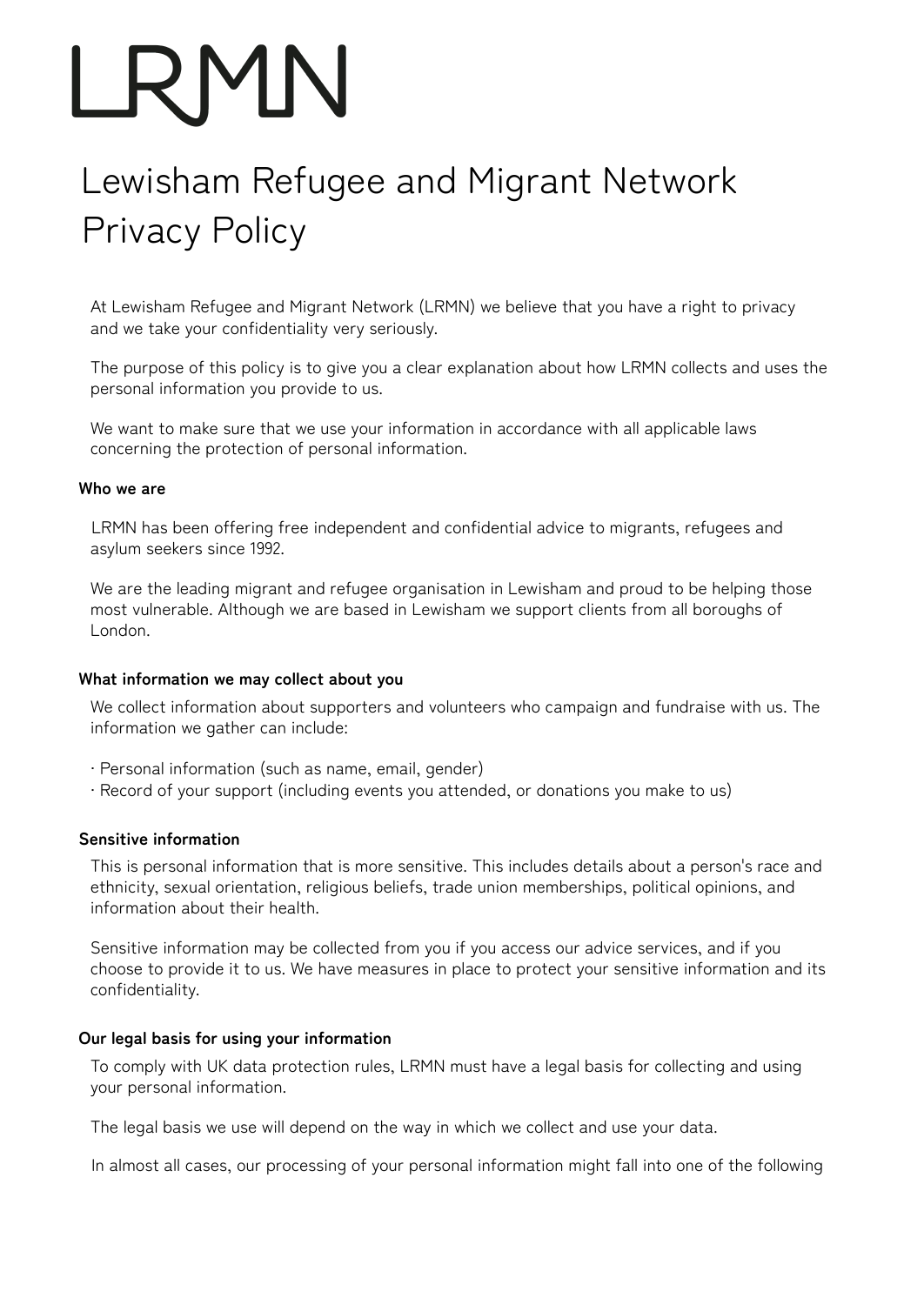# LRMN

# Lewisham Refugee and Migrant Network Privacy Policy

At Lewisham Refugee and Migrant Network (LRMN) we believe that you have a right to privacy and we take your confidentiality very seriously.

The purpose of this policy is to give you a clear explanation about how LRMN collects and uses the personal information you provide to us.

We want to make sure that we use your information in accordance with all applicable laws concerning the protection of personal information.

**Who we are**

LRMN has been offering free independent and confidential advice to migrants, refugees and asylum seekers since 1992.

We are the leading migrant and refugee organisation in Lewisham and proud to be helping those most vulnerable. Although we are based in Lewisham we support clients from all boroughs of London.

**What information we may collect about you**

We collect information about supporters and volunteers who campaign and fundraise with us. The information we gather can include:

- Personal information (such as name, email, gender)
- Record of your support (including events you attended, or donations you make to us)

**Sensitive information**

This is personal information that is more sensitive. This includes details about a person's race and ethnicity, sexual orientation, religious beliefs, trade union memberships, political opinions, and information about their health.

Sensitive information may be collected from you if you access our advice services, and if you choose to provide it to us. We have measures in place to protect your sensitive information and its confidentiality.

**Our legal basis for using your information**

To comply with UK data protection rules, LRMN must have a legal basis for collecting and using your personal information.

The legal basis we use will depend on the way in which we collect and use your data.

In almost all cases, our processing of your personal information might fall into one of the following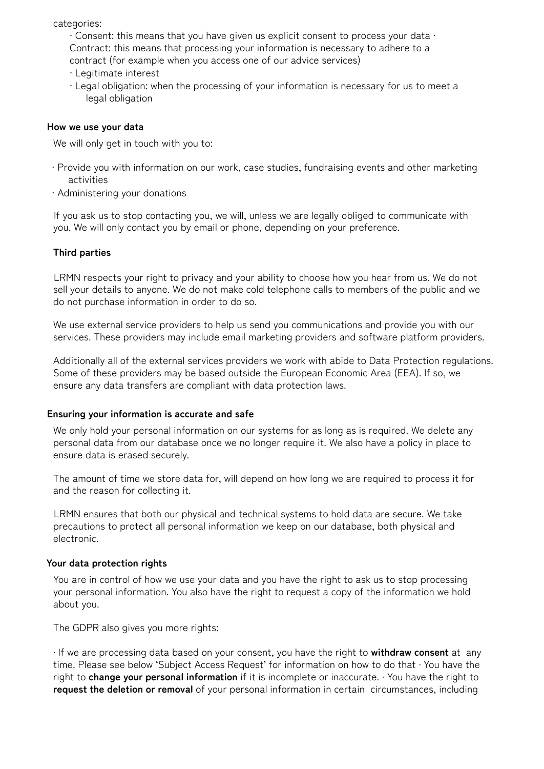categories:

- Consent: this means that you have given us explicit consent to process your data
- Contract: this means that processing your information is necessary to adhere to a contract (for example when you access one of our advice services)
- Legitimate interest
- Legal obligation: when the processing of your information is necessary for us to meet a legal obligation

**How we use your data**

We will only get in touch with you to:

- Provide you with information on our work, case studies, fundraising events and other marketing activities
- Administering your donations

If you ask us to stop contacting you, we will, unless we are legally obliged to communicate with you. We will only contact you by email or phone, depending on your preference.

**Third parties**

LRMN respects your right to privacy and your ability to choose how you hear from us. We do not sell your details to anyone. We do not make cold telephone calls to members of the public and we do not purchase information in order to do so.

We use external service providers to help us send you communications and provide you with our services. These providers may include email marketing providers and software platform providers.

Additionally all of the external services providers we work with abide to Data Protection regulations. Some of these providers may be based outside the European Economic Area (EEA). If so, we ensure any data transfers are compliant with data protection laws.

**Ensuring your information is accurate and safe**

We only hold your personal information on our systems for as long as is required. We delete any personal data from our database once we no longer require it. We also have a policy in place to ensure data is erased securely.

The amount of time we store data for, will depend on how long we are required to process it for and the reason for collecting it.

LRMN ensures that both our physical and technical systems to hold data are secure. We take precautions to protect all personal information we keep on our database, both physical and electronic.

**Your data protection rights**

You are in control of how we use your data and you have the right to ask us to stop processing your personal information. You also have the right to request a copy of the information we hold about you.

The GDPR also gives you more rights:

- If we are processing data based on your consent, you have the right to **withdraw consent** at any time. Please see below 'Subject Access Request' for information on how to do that
- You have the right to **change your personal information** if it is incomplete or inaccurate.
- You have the right to **request the deletion or removal** of your personal information in certain circumstances, including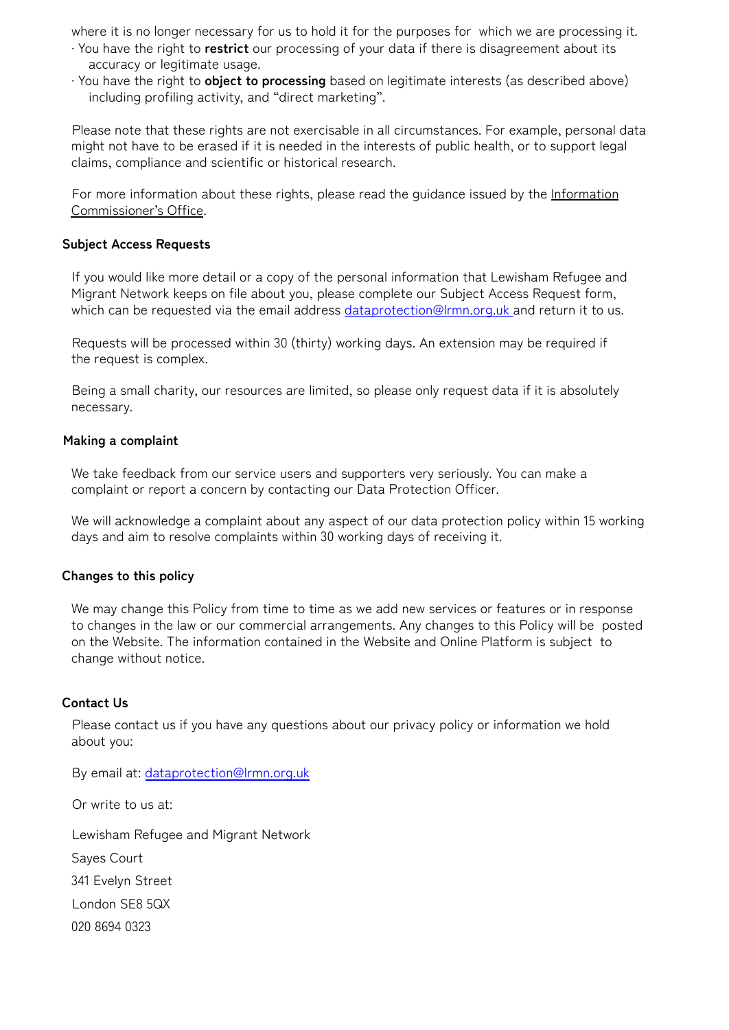where it is no longer necessary for us to hold it for the purposes for which we are processing it.

- You have the right to **restrict** our processing of your data if there is disagreement about its accuracy or legitimate usage.
- You have the right to **object to processing** based on legitimate interests (as described above) including profiling activity, and "direct marketing".

Please note that these rights are not exercisable in all circumstances. For example, personal data might not have to be erased if it is needed in the interests of public health, or to support legal claims, compliance and scientific or historical research.

For more information about these rights, please read the guidance issued by the Information Commissioner's Office.

**Subject Access Requests**

If you would like more detail or a copy of the personal information that Lewisham Refugee and Migrant Network keeps on file about you, please complete our Subject Access Request form, which can be requested via the email address dataprotection@lrmn.org.uk and return it to us.

Requests will be processed within 30 (thirty) working days. An extension may be required if the request is complex.

Being a small charity, our resources are limited, so please only request data if it is absolutely necessary.

**Making a complaint**

We take feedback from our service users and supporters very seriously. You can make a complaint or report a concern by contacting our Data Protection Officer.

We will acknowledge a complaint about any aspect of our data protection policy within 15 working days and aim to resolve complaints within 30 working days of receiving it.

**Changes to this policy**

We may change this Policy from time to time as we add new services or features or in response to changes in the law or our commercial arrangements. Any changes to this Policy will be posted on the Website. The information contained in the Website and Online Platform is subject to change without notice.

**Contact Us**

Please contact us if you have any questions about our privacy policy or information we hold about you:

By email at: dataprotection@lrmn.org.uk

Or write to us at:

Lewisham Refugee and Migrant Network

Sayes Court

341 Evelyn Street

London SE8 5QX

020 8694 0323